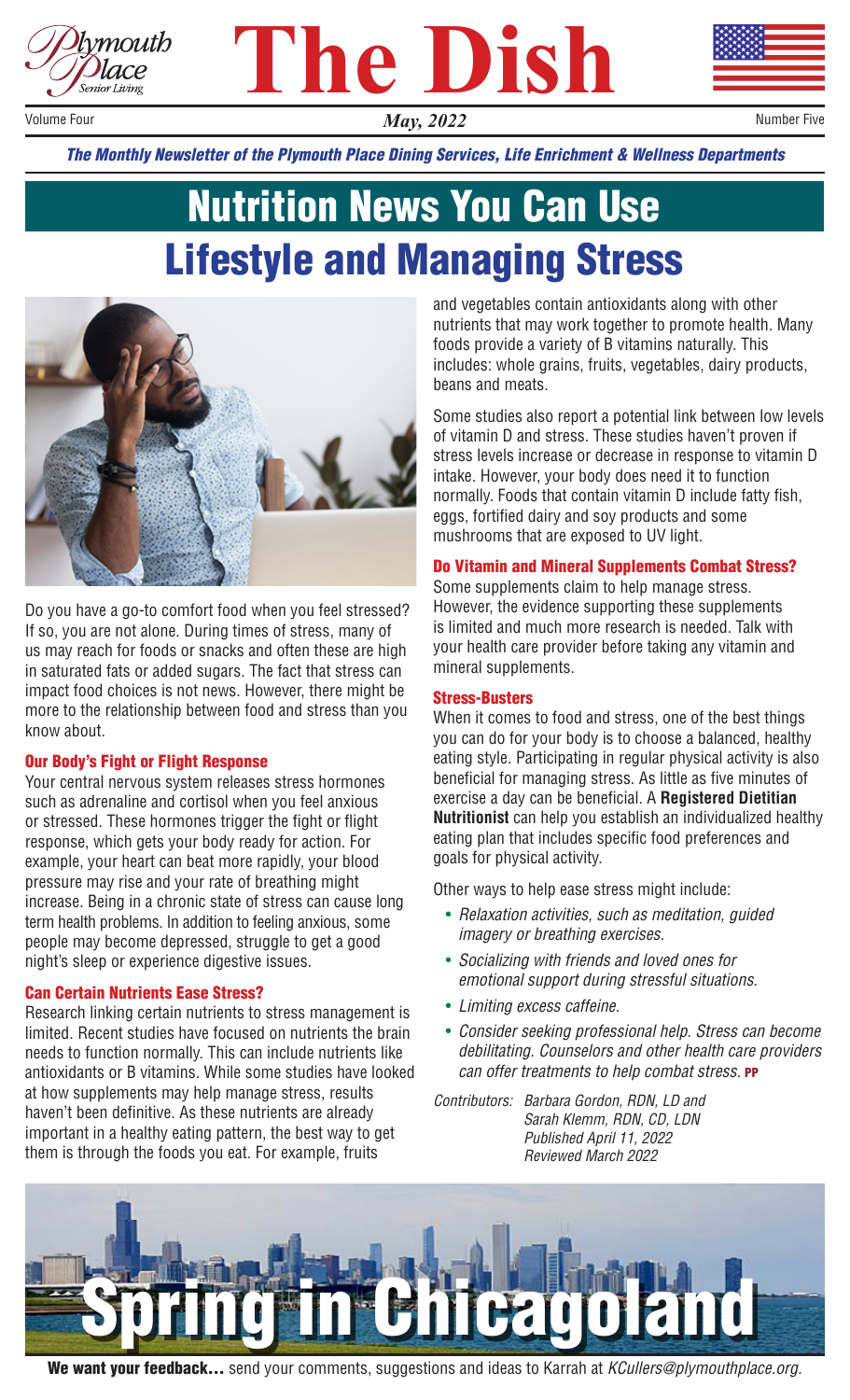# The Dish

Volume Four — *May, 2022* — Number Five

***The Monthly Newsletter of the Plymouth Place Dining Services, Life Enrichment & Wellness Departments***

# Nutrition News You Can Use
# Lifestyle and Managing Stress

Do you have a go-to comfort food when you feel stressed? If so, you are not alone. During times of stress, many of us may reach for foods or snacks and often these are high in saturated fats or added sugars. The fact that stress can impact food choices is not news. However, there might be more to the relationship between food and stress than you know about.

### Our Body's Fight or Flight Response

Your central nervous system releases stress hormones such as adrenaline and cortisol when you feel anxious or stressed. These hormones trigger the fight or flight response, which gets your body ready for action. For example, your heart can beat more rapidly, your blood pressure may rise and your rate of breathing might increase. Being in a chronic state of stress can cause long term health problems. In addition to feeling anxious, some people may become depressed, struggle to get a good night's sleep or experience digestive issues.

### Can Certain Nutrients Ease Stress?

Research linking certain nutrients to stress management is limited. Recent studies have focused on nutrients the brain needs to function normally. This can include nutrients like antioxidants or B vitamins. While some studies have looked at how supplements may help manage stress, results haven't been definitive. As these nutrients are already important in a healthy eating pattern, the best way to get them is through the foods you eat. For example, fruits and vegetables contain antioxidants along with other nutrients that may work together to promote health. Many foods provide a variety of B vitamins naturally. This includes: whole grains, fruits, vegetables, dairy products, beans and meats.

Some studies also report a potential link between low levels of vitamin D and stress. These studies haven't proven if stress levels increase or decrease in response to vitamin D intake. However, your body does need it to function normally. Foods that contain vitamin D include fatty fish, eggs, fortified dairy and soy products and some mushrooms that are exposed to UV light.

### Do Vitamin and Mineral Supplements Combat Stress?

Some supplements claim to help manage stress. However, the evidence supporting these supplements is limited and much more research is needed. Talk with your health care provider before taking any vitamin and mineral supplements.

### Stress-Busters

When it comes to food and stress, one of the best things you can do for your body is to choose a balanced, healthy eating style. Participating in regular physical activity is also beneficial for managing stress. As little as five minutes of exercise a day can be beneficial. A **Registered Dietitian Nutritionist** can help you establish an individualized healthy eating plan that includes specific food preferences and goals for physical activity.

Other ways to help ease stress might include:

- *Relaxation activities, such as meditation, guided imagery or breathing exercises.*
- *Socializing with friends and loved ones for emotional support during stressful situations.*
- *Limiting excess caffeine.*
- *Consider seeking professional help. Stress can become debilitating. Counselors and other health care providers can offer treatments to help combat stress.* **PP**

*Contributors: Barbara Gordon, RDN, LD and Sarah Klemm, RDN, CD, LDN*
*Published April 11, 2022*
*Reviewed March 2022*

# Spring in Chicagoland

**We want your feedback…** send your comments, suggestions and ideas to Karrah at *KCullers@plymouthplace.org.*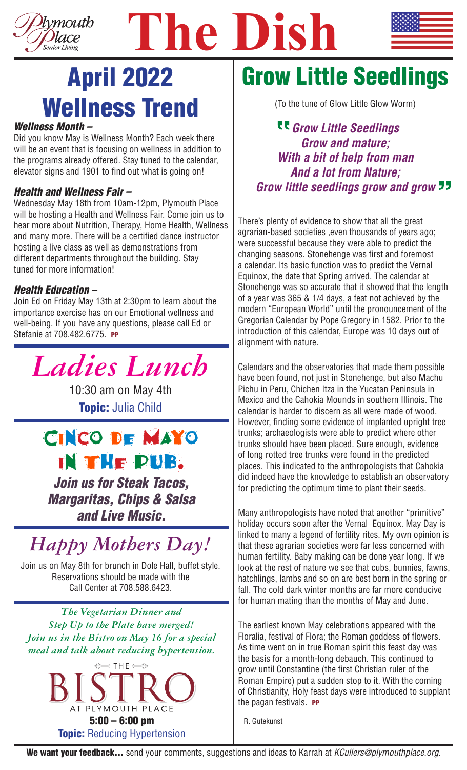# The Dish

## April 2022 Wellness Trend

### *Wellness Month –*

Did you know May is Wellness Month? Each week there will be an event that is focusing on wellness in addition to the programs already offered. Stay tuned to the calendar, elevator signs and 1901 to find out what is going on!

### *Health and Wellness Fair –*

Wednesday May 18th from 10am-12pm, Plymouth Place will be hosting a Health and Wellness Fair. Come join us to hear more about Nutrition, Therapy, Home Health, Wellness and many more. There will be a certified dance instructor hosting a live class as well as demonstrations from different departments throughout the building. Stay tuned for more information!

### *Health Education –*

Join Ed on Friday May 13th at 2:30pm to learn about the importance exercise has on our Emotional wellness and well-being. If you have any questions, please call Ed or Stefanie at 708.482.6775. PP

## *Ladies Lunch*

10:30 am on May 4th

**Topic:** Julia Child

## Cinco de Mayo in the Pub.

***Join us for Steak Tacos, Margaritas, Chips & Salsa and Live Music.***

## *Happy Mothers Day!*

Join us on May 8th for brunch in Dole Hall, buffet style. Reservations should be made with the Call Center at 708.588.6423.

*The Vegetarian Dinner and Step Up to the Plate have merged! Join us in the Bistro on May 16 for a special meal and talk about reducing hypertension.*

THE BISTRO AT PLYMOUTH PLACE

**5:00 – 6:00 pm**

**Topic:** Reducing Hypertension

## Grow Little Seedlings

(To the tune of Glow Little Glow Worm)

> ***"Grow Little Seedlings***
> ***Grow and mature;***
> ***With a bit of help from man***
> ***And a lot from Nature;***
> ***Grow little seedlings grow and grow"***

There's plenty of evidence to show that all the great agrarian-based societies ,even thousands of years ago; were successful because they were able to predict the changing seasons. Stonehenge was first and foremost a calendar. Its basic function was to predict the Vernal Equinox, the date that Spring arrived. The calendar at Stonehenge was so accurate that it showed that the length of a year was 365 & 1/4 days, a feat not achieved by the modern "European World" until the pronouncement of the Gregorian Calendar by Pope Gregory in 1582. Prior to the introduction of this calendar, Europe was 10 days out of alignment with nature.

Calendars and the observatories that made them possible have been found, not just in Stonehenge, but also Machu Pichu in Peru, Chichen Itza in the Yucatan Peninsula in Mexico and the Cahokia Mounds in southern Illinois. The calendar is harder to discern as all were made of wood. However, finding some evidence of implanted upright tree trunks; archaeologists were able to predict where other trunks should have been placed. Sure enough, evidence of long rotted tree trunks were found in the predicted places. This indicated to the anthropologists that Cahokia did indeed have the knowledge to establish an observatory for predicting the optimum time to plant their seeds.

Many anthropologists have noted that another "primitive" holiday occurs soon after the Vernal Equinox. May Day is linked to many a legend of fertility rites. My own opinion is that these agrarian societies were far less concerned with human fertility. Baby making can be done year long. If we look at the rest of nature we see that cubs, bunnies, fawns, hatchlings, lambs and so on are best born in the spring or fall. The cold dark winter months are far more conducive for human mating than the months of May and June.

The earliest known May celebrations appeared with the Floralia, festival of Flora; the Roman goddess of flowers. As time went on in true Roman spirit this feast day was the basis for a month-long debauch. This continued to grow until Constantine (the first Christian ruler of the Roman Empire) put a sudden stop to it. With the coming of Christianity, Holy feast days were introduced to supplant the pagan festivals. PP

R. Gutekunst

**We want your feedback...** send your comments, suggestions and ideas to Karrah at *KCullers@plymouthplace.org.*